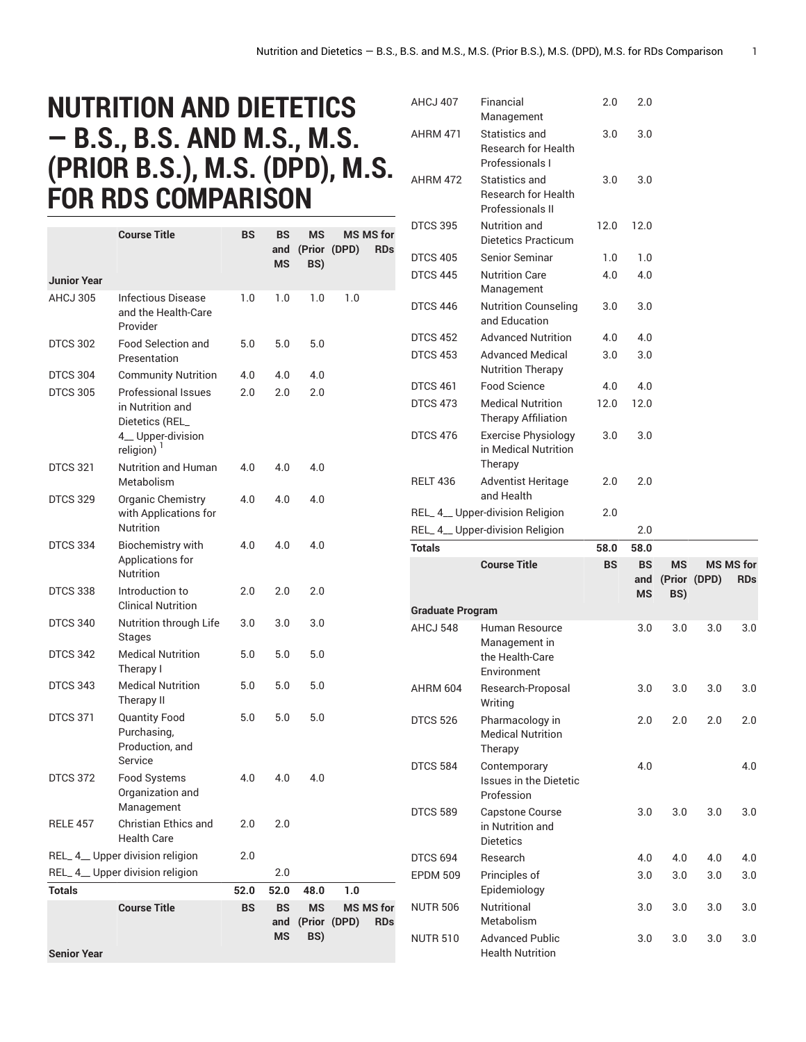# NUTRITION AND DIETETICS — B.S., B.S. AND M.S., M.S. (PRIOR B.S.), M.S. (DPD), M.S. FOR RDS COMPARISON

| | Course Title | BS | BS and MS | MS (Prior BS) | MS (DPD) | MS for RDs |
|---|---|---|---|---|---|---|
| **Junior Year** | | | | | | |
| AHCJ 305 | Infectious Disease and the Health-Care Provider | 1.0 | 1.0 | 1.0 | 1.0 | |
| DTCS 302 | Food Selection and Presentation | 5.0 | 5.0 | 5.0 | | |
| DTCS 304 | Community Nutrition | 4.0 | 4.0 | 4.0 | | |
| DTCS 305 | Professional Issues in Nutrition and Dietetics (REL_ 4__ Upper-division religion) [1] | 2.0 | 2.0 | 2.0 | | |
| DTCS 321 | Nutrition and Human Metabolism | 4.0 | 4.0 | 4.0 | | |
| DTCS 329 | Organic Chemistry with Applications for Nutrition | 4.0 | 4.0 | 4.0 | | |
| DTCS 334 | Biochemistry with Applications for Nutrition | 4.0 | 4.0 | 4.0 | | |
| DTCS 338 | Introduction to Clinical Nutrition | 2.0 | 2.0 | 2.0 | | |
| DTCS 340 | Nutrition through Life Stages | 3.0 | 3.0 | 3.0 | | |
| DTCS 342 | Medical Nutrition Therapy I | 5.0 | 5.0 | 5.0 | | |
| DTCS 343 | Medical Nutrition Therapy II | 5.0 | 5.0 | 5.0 | | |
| DTCS 371 | Quantity Food Purchasing, Production, and Service | 5.0 | 5.0 | 5.0 | | |
| DTCS 372 | Food Systems Organization and Management | 4.0 | 4.0 | 4.0 | | |
| RELE 457 | Christian Ethics and Health Care | 2.0 | 2.0 | | | |
| REL_ 4__ Upper division religion | | 2.0 | | | | |
| REL_ 4__ Upper division religion | | | 2.0 | | | |
| **Totals** | | **52.0** | **52.0** | **48.0** | **1.0** | |

| | Course Title | BS | BS and MS | MS (Prior BS) | MS (DPD) | MS for RDs |
|---|---|---|---|---|---|---|
| **Senior Year** | | | | | | |
| AHCJ 407 | Financial Management | 2.0 | 2.0 | | | |
| AHRM 471 | Statistics and Research for Health Professionals I | 3.0 | 3.0 | | | |
| AHRM 472 | Statistics and Research for Health Professionals II | 3.0 | 3.0 | | | |
| DTCS 395 | Nutrition and Dietetics Practicum | 12.0 | 12.0 | | | |
| DTCS 405 | Senior Seminar | 1.0 | 1.0 | | | |
| DTCS 445 | Nutrition Care Management | 4.0 | 4.0 | | | |
| DTCS 446 | Nutrition Counseling and Education | 3.0 | 3.0 | | | |
| DTCS 452 | Advanced Nutrition | 4.0 | 4.0 | | | |
| DTCS 453 | Advanced Medical Nutrition Therapy | 3.0 | 3.0 | | | |
| DTCS 461 | Food Science | 4.0 | 4.0 | | | |
| DTCS 473 | Medical Nutrition Therapy Affiliation | 12.0 | 12.0 | | | |
| DTCS 476 | Exercise Physiology in Medical Nutrition Therapy | 3.0 | 3.0 | | | |
| RELT 436 | Adventist Heritage and Health | 2.0 | 2.0 | | | |
| REL_ 4__ Upper-division Religion | | 2.0 | | | | |
| REL_ 4__ Upper-division Religion | | | 2.0 | | | |
| **Totals** | | **58.0** | **58.0** | | | |

| | Course Title | BS | BS and MS | MS (Prior BS) | MS (DPD) | MS for RDs |
|---|---|---|---|---|---|---|
| **Graduate Program** | | | | | | |
| AHCJ 548 | Human Resource Management in the Health-Care Environment | | 3.0 | 3.0 | 3.0 | 3.0 |
| AHRM 604 | Research-Proposal Writing | | 3.0 | 3.0 | 3.0 | 3.0 |
| DTCS 526 | Pharmacology in Medical Nutrition Therapy | | 2.0 | 2.0 | 2.0 | 2.0 |
| DTCS 584 | Contemporary Issues in the Dietetic Profession | | 4.0 | | | 4.0 |
| DTCS 589 | Capstone Course in Nutrition and Dietetics | | 3.0 | 3.0 | 3.0 | 3.0 |
| DTCS 694 | Research | | 4.0 | 4.0 | 4.0 | 4.0 |
| EPDM 509 | Principles of Epidemiology | | 3.0 | 3.0 | 3.0 | 3.0 |
| NUTR 506 | Nutritional Metabolism | | 3.0 | 3.0 | 3.0 | 3.0 |
| NUTR 510 | Advanced Public Health Nutrition | | 3.0 | 3.0 | 3.0 | 3.0 |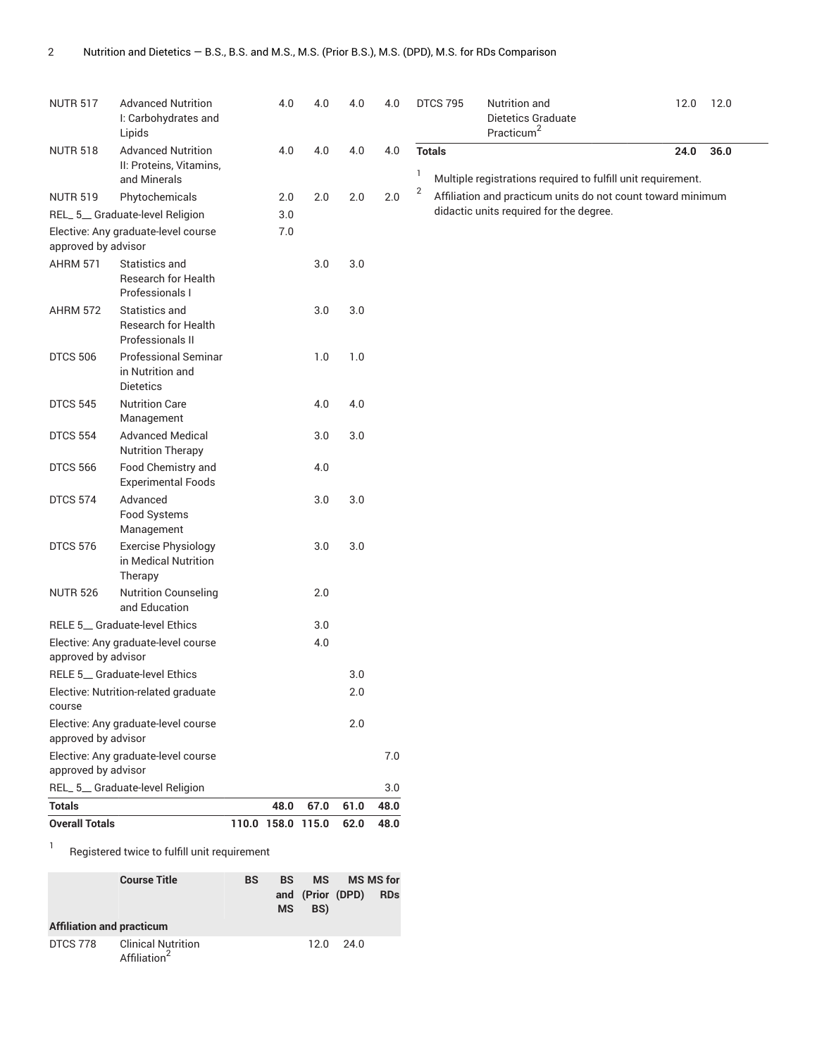| | | BS | BS and MS | MS (Prior BS) | MS (DPD) | MS for RDs |
|---|---|---|---|---|---|---|
| NUTR 517 | Advanced Nutrition I: Carbohydrates and Lipids | | 4.0 | 4.0 | 4.0 | 4.0 |
| NUTR 518 | Advanced Nutrition II: Proteins, Vitamins, and Minerals | | 4.0 | 4.0 | 4.0 | 4.0 |
| NUTR 519 | Phytochemicals | | 2.0 | 2.0 | 2.0 | 2.0 |
| REL_ 5__ Graduate-level Religion | | | 3.0 | | | |
| Elective: Any graduate-level course approved by advisor | | | 7.0 | | | |
| AHRM 571 | Statistics and Research for Health Professionals I | | | 3.0 | 3.0 | |
| AHRM 572 | Statistics and Research for Health Professionals II | | | 3.0 | 3.0 | |
| DTCS 506 | Professional Seminar in Nutrition and Dietetics | | | 1.0 | 1.0 | |
| DTCS 545 | Nutrition Care Management | | | 4.0 | 4.0 | |
| DTCS 554 | Advanced Medical Nutrition Therapy | | | 3.0 | 3.0 | |
| DTCS 566 | Food Chemistry and Experimental Foods | | | 4.0 | | |
| DTCS 574 | Advanced Food Systems Management | | | 3.0 | 3.0 | |
| DTCS 576 | Exercise Physiology in Medical Nutrition Therapy | | | 3.0 | 3.0 | |
| NUTR 526 | Nutrition Counseling and Education | | | 2.0 | | |
| RELE 5__ Graduate-level Ethics | | | | 3.0 | | |
| Elective: Any graduate-level course approved by advisor | | | | 4.0 | | |
| RELE 5__ Graduate-level Ethics | | | | | 3.0 | |
| Elective: Nutrition-related graduate course | | | | | 2.0 | |
| Elective: Any graduate-level course approved by advisor | | | | | 2.0 | |
| Elective: Any graduate-level course approved by advisor | | | | | | 7.0 |
| REL_ 5__ Graduate-level Religion | | | | | | 3.0 |
| **Totals** | | | **48.0** | **67.0** | **61.0** | **48.0** |
| **Overall Totals** | | **110.0** | **158.0** | **115.0** | **62.0** | **48.0** |

1 Registered twice to fulfill unit requirement

| | Course Title | BS | BS and MS | MS (Prior BS) | MS (DPD) | MS for RDs |
|---|---|---|---|---|---|---|
| **Affiliation and practicum** | | | | | | |
| DTCS 778 | Clinical Nutrition Affiliation[2] | | | 12.0 | 24.0 | |
| DTCS 795 | Nutrition and Dietetics Graduate Practicum[2] | | | 12.0 | 12.0 | |
| **Totals** | | | | **24.0** | **36.0** | |

1 Multiple registrations required to fulfill unit requirement.

2 Affiliation and practicum units do not count toward minimum didactic units required for the degree.